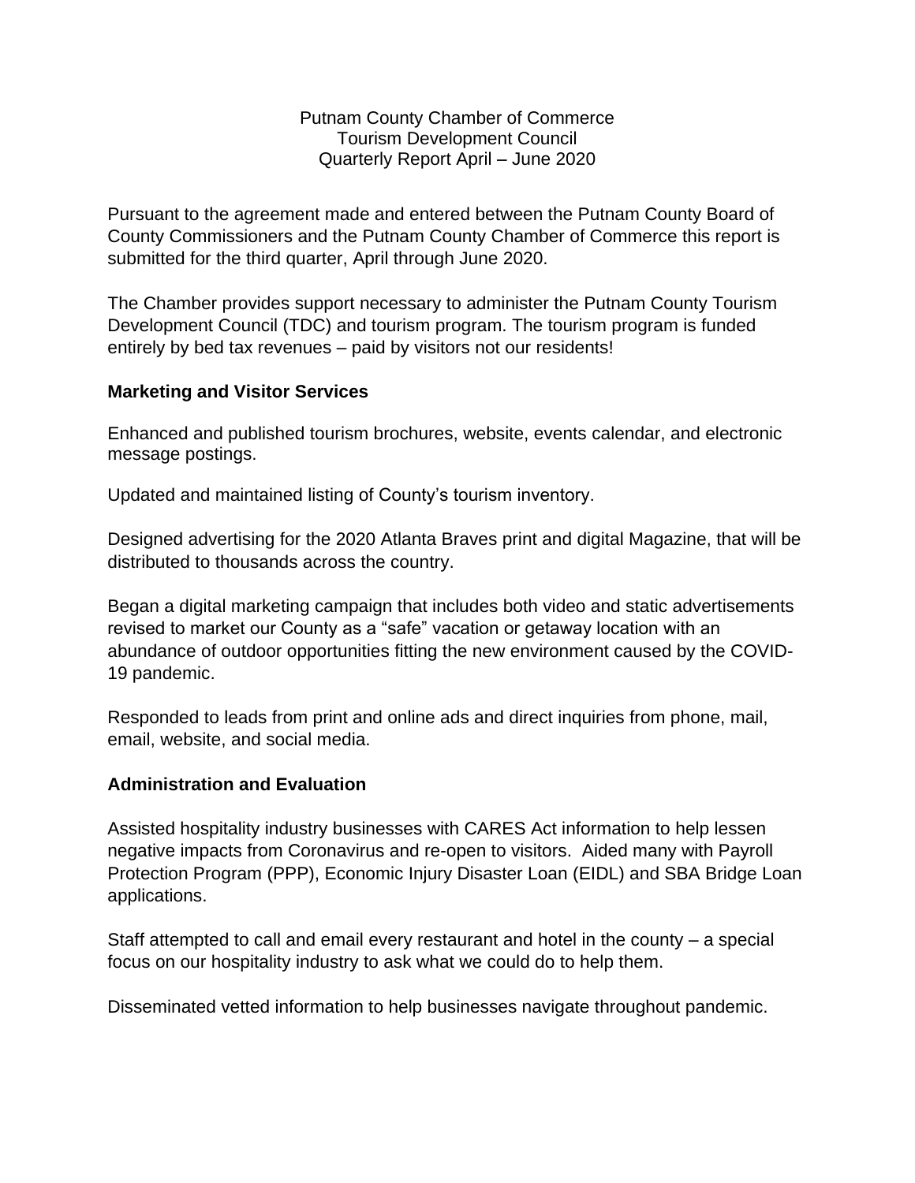Putnam County Chamber of Commerce
Tourism Development Council
Quarterly Report April – June 2020

Pursuant to the agreement made and entered between the Putnam County Board of County Commissioners and the Putnam County Chamber of Commerce this report is submitted for the third quarter, April through June 2020.

The Chamber provides support necessary to administer the Putnam County Tourism Development Council (TDC) and tourism program. The tourism program is funded entirely by bed tax revenues – paid by visitors not our residents!

**Marketing and Visitor Services**

Enhanced and published tourism brochures, website, events calendar, and electronic message postings.

Updated and maintained listing of County's tourism inventory.

Designed advertising for the 2020 Atlanta Braves print and digital Magazine, that will be distributed to thousands across the country.

Began a digital marketing campaign that includes both video and static advertisements revised to market our County as a "safe" vacation or getaway location with an abundance of outdoor opportunities fitting the new environment caused by the COVID-19 pandemic.

Responded to leads from print and online ads and direct inquiries from phone, mail, email, website, and social media.

**Administration and Evaluation**

Assisted hospitality industry businesses with CARES Act information to help lessen negative impacts from Coronavirus and re-open to visitors. Aided many with Payroll Protection Program (PPP), Economic Injury Disaster Loan (EIDL) and SBA Bridge Loan applications.

Staff attempted to call and email every restaurant and hotel in the county – a special focus on our hospitality industry to ask what we could do to help them.

Disseminated vetted information to help businesses navigate throughout pandemic.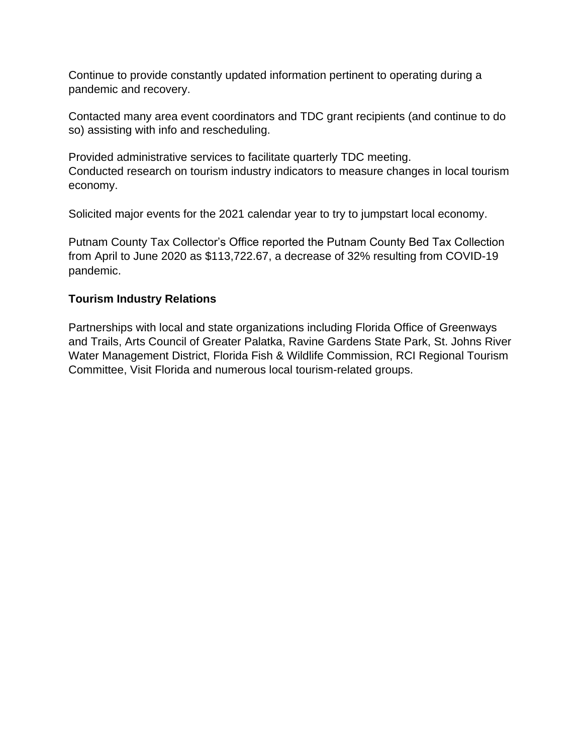Continue to provide constantly updated information pertinent to operating during a pandemic and recovery.

Contacted many area event coordinators and TDC grant recipients (and continue to do so) assisting with info and rescheduling.

Provided administrative services to facilitate quarterly TDC meeting.
Conducted research on tourism industry indicators to measure changes in local tourism economy.

Solicited major events for the 2021 calendar year to try to jumpstart local economy.

Putnam County Tax Collector's Office reported the Putnam County Bed Tax Collection from April to June 2020 as $113,722.67, a decrease of 32% resulting from COVID-19 pandemic.

**Tourism Industry Relations**

Partnerships with local and state organizations including Florida Office of Greenways and Trails, Arts Council of Greater Palatka, Ravine Gardens State Park, St. Johns River Water Management District, Florida Fish & Wildlife Commission, RCI Regional Tourism Committee, Visit Florida and numerous local tourism-related groups.